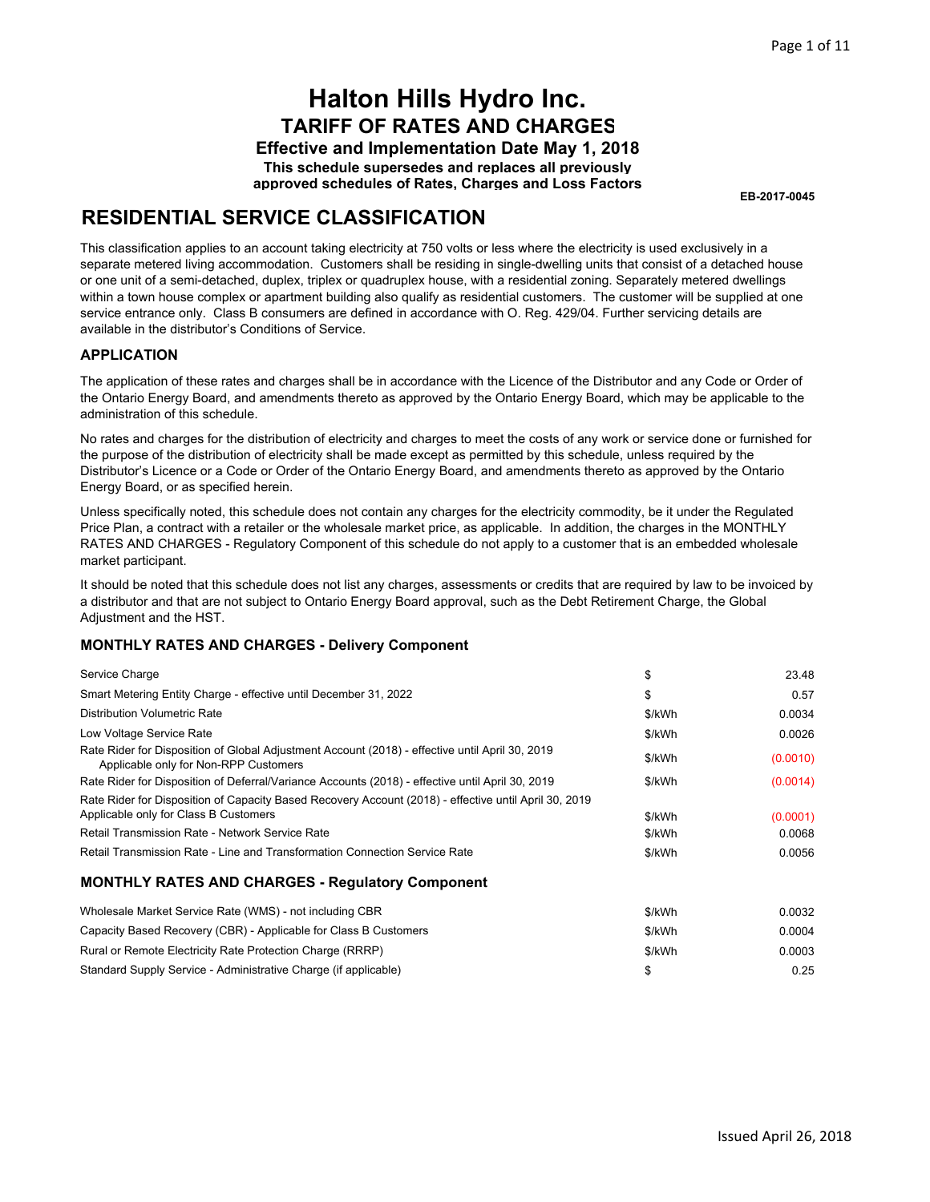# Halton Hills Hydro Inc.

## TARIFF OF RATES AND CHARGES

**Effective and Implementation Date May 1, 2018**

**This schedule supersedes and replaces all previously approved schedules of Rates, Charges and Loss Factors**

**EB-2017-0045**

## RESIDENTIAL SERVICE CLASSIFICATION

This classification applies to an account taking electricity at 750 volts or less where the electricity is used exclusively in a separate metered living accommodation. Customers shall be residing in single-dwelling units that consist of a detached house or one unit of a semi-detached, duplex, triplex or quadruplex house, with a residential zoning. Separately metered dwellings within a town house complex or apartment building also qualify as residential customers. The customer will be supplied at one service entrance only. Class B consumers are defined in accordance with O. Reg. 429/04. Further servicing details are available in the distributor's Conditions of Service.

### APPLICATION

The application of these rates and charges shall be in accordance with the Licence of the Distributor and any Code or Order of the Ontario Energy Board, and amendments thereto as approved by the Ontario Energy Board, which may be applicable to the administration of this schedule.

No rates and charges for the distribution of electricity and charges to meet the costs of any work or service done or furnished for the purpose of the distribution of electricity shall be made except as permitted by this schedule, unless required by the Distributor's Licence or a Code or Order of the Ontario Energy Board, and amendments thereto as approved by the Ontario Energy Board, or as specified herein.

Unless specifically noted, this schedule does not contain any charges for the electricity commodity, be it under the Regulated Price Plan, a contract with a retailer or the wholesale market price, as applicable. In addition, the charges in the MONTHLY RATES AND CHARGES - Regulatory Component of this schedule do not apply to a customer that is an embedded wholesale market participant.

It should be noted that this schedule does not list any charges, assessments or credits that are required by law to be invoiced by a distributor and that are not subject to Ontario Energy Board approval, such as the Debt Retirement Charge, the Global Adjustment and the HST.

### MONTHLY RATES AND CHARGES - Delivery Component

| Description | Unit | Rate |
|---|---|---|
| Service Charge | $ | 23.48 |
| Smart Metering Entity Charge - effective until December 31, 2022 | $ | 0.57 |
| Distribution Volumetric Rate | $/kWh | 0.0034 |
| Low Voltage Service Rate | $/kWh | 0.0026 |
| Rate Rider for Disposition of Global Adjustment Account (2018) - effective until April 30, 2019 Applicable only for Non-RPP Customers | $/kWh | (0.0010) |
| Rate Rider for Disposition of Deferral/Variance Accounts (2018) - effective until April 30, 2019 | $/kWh | (0.0014) |
| Rate Rider for Disposition of Capacity Based Recovery Account (2018) - effective until April 30, 2019 Applicable only for Class B Customers | $/kWh | (0.0001) |
| Retail Transmission Rate - Network Service Rate | $/kWh | 0.0068 |
| Retail Transmission Rate - Line and Transformation Connection Service Rate | $/kWh | 0.0056 |

### MONTHLY RATES AND CHARGES - Regulatory Component

| Description | Unit | Rate |
|---|---|---|
| Wholesale Market Service Rate (WMS) - not including CBR | $/kWh | 0.0032 |
| Capacity Based Recovery (CBR) - Applicable for Class B Customers | $/kWh | 0.0004 |
| Rural or Remote Electricity Rate Protection Charge (RRRP) | $/kWh | 0.0003 |
| Standard Supply Service - Administrative Charge (if applicable) | $ | 0.25 |

Issued April 26, 2018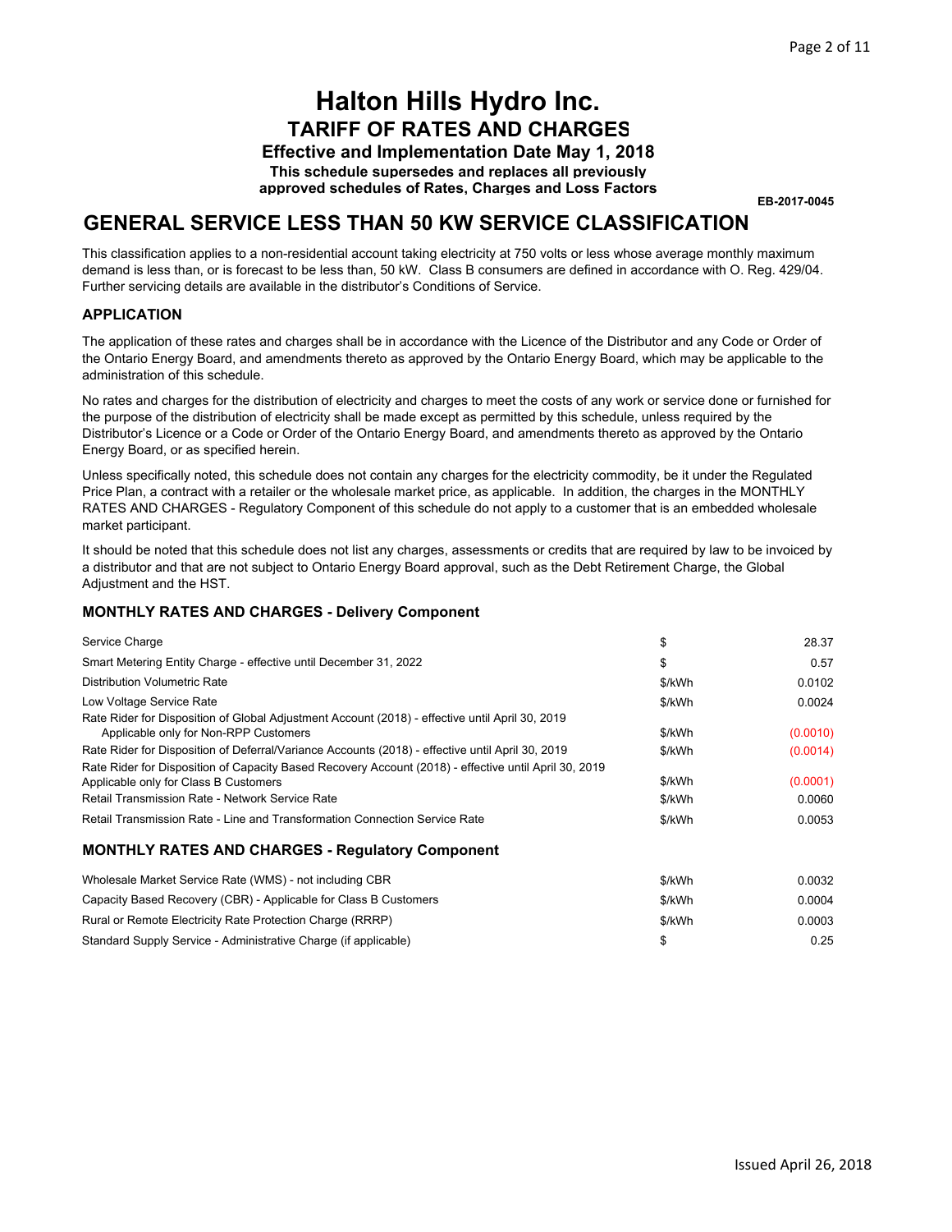# Halton Hills Hydro Inc.

## TARIFF OF RATES AND CHARGES

**Effective and Implementation Date May 1, 2018**

**This schedule supersedes and replaces all previously approved schedules of Rates, Charges and Loss Factors**

**EB-2017-0045**

# GENERAL SERVICE LESS THAN 50 KW SERVICE CLASSIFICATION

This classification applies to a non-residential account taking electricity at 750 volts or less whose average monthly maximum demand is less than, or is forecast to be less than, 50 kW. Class B consumers are defined in accordance with O. Reg. 429/04. Further servicing details are available in the distributor's Conditions of Service.

### APPLICATION

The application of these rates and charges shall be in accordance with the Licence of the Distributor and any Code or Order of the Ontario Energy Board, and amendments thereto as approved by the Ontario Energy Board, which may be applicable to the administration of this schedule.

No rates and charges for the distribution of electricity and charges to meet the costs of any work or service done or furnished for the purpose of the distribution of electricity shall be made except as permitted by this schedule, unless required by the Distributor's Licence or a Code or Order of the Ontario Energy Board, and amendments thereto as approved by the Ontario Energy Board, or as specified herein.

Unless specifically noted, this schedule does not contain any charges for the electricity commodity, be it under the Regulated Price Plan, a contract with a retailer or the wholesale market price, as applicable. In addition, the charges in the MONTHLY RATES AND CHARGES - Regulatory Component of this schedule do not apply to a customer that is an embedded wholesale market participant.

It should be noted that this schedule does not list any charges, assessments or credits that are required by law to be invoiced by a distributor and that are not subject to Ontario Energy Board approval, such as the Debt Retirement Charge, the Global Adjustment and the HST.

### MONTHLY RATES AND CHARGES - Delivery Component

| | | |
|---|---|---|
| Service Charge | $ | 28.37 |
| Smart Metering Entity Charge - effective until December 31, 2022 | $ | 0.57 |
| Distribution Volumetric Rate | $/kWh | 0.0102 |
| Low Voltage Service Rate | $/kWh | 0.0024 |
| Rate Rider for Disposition of Global Adjustment Account (2018) - effective until April 30, 2019 Applicable only for Non-RPP Customers | $/kWh | (0.0010) |
| Rate Rider for Disposition of Deferral/Variance Accounts (2018) - effective until April 30, 2019 | $/kWh | (0.0014) |
| Rate Rider for Disposition of Capacity Based Recovery Account (2018) - effective until April 30, 2019 Applicable only for Class B Customers | $/kWh | (0.0001) |
| Retail Transmission Rate - Network Service Rate | $/kWh | 0.0060 |
| Retail Transmission Rate - Line and Transformation Connection Service Rate | $/kWh | 0.0053 |

### MONTHLY RATES AND CHARGES - Regulatory Component

| | | |
|---|---|---|
| Wholesale Market Service Rate (WMS) - not including CBR | $/kWh | 0.0032 |
| Capacity Based Recovery (CBR) - Applicable for Class B Customers | $/kWh | 0.0004 |
| Rural or Remote Electricity Rate Protection Charge (RRRP) | $/kWh | 0.0003 |
| Standard Supply Service - Administrative Charge (if applicable) | $ | 0.25 |

Issued April 26, 2018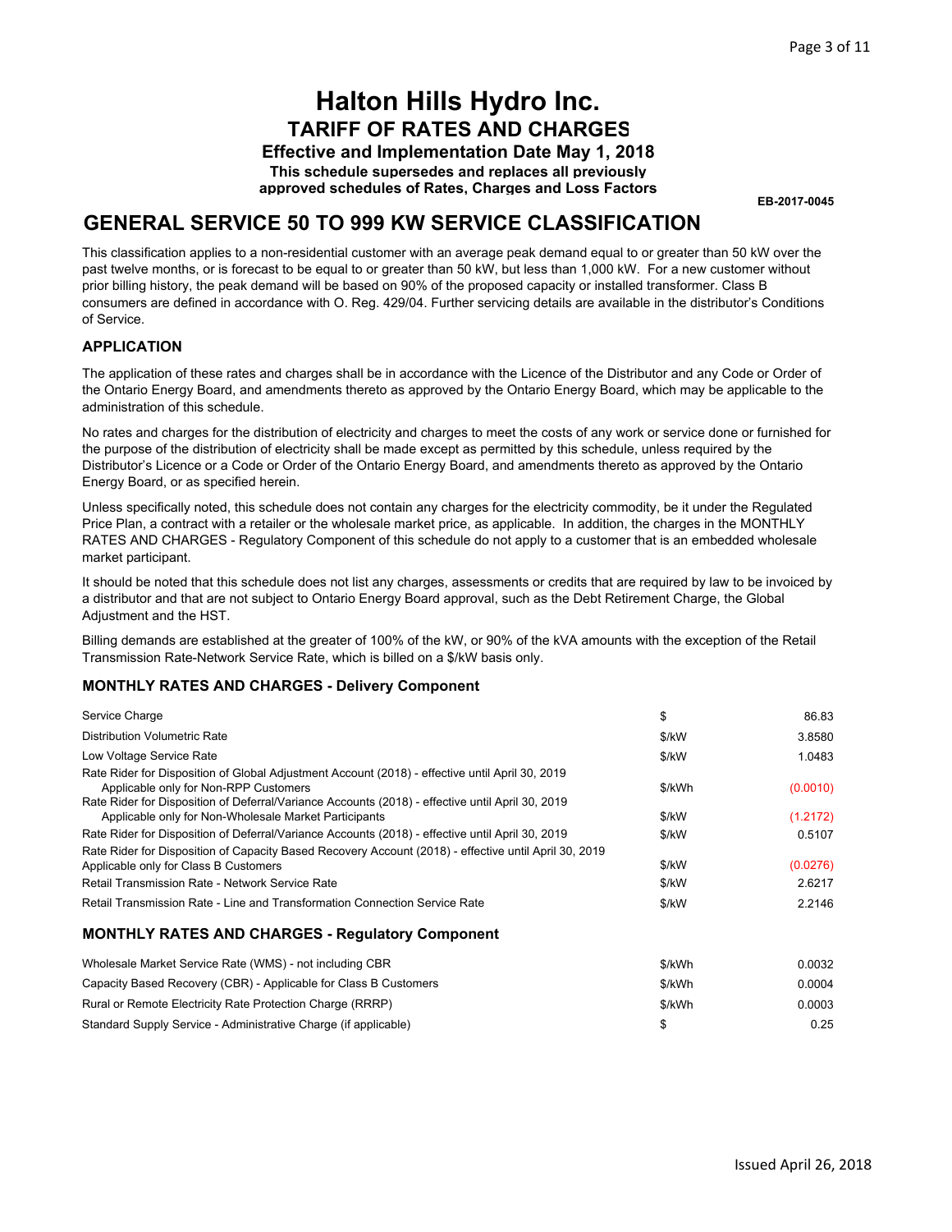# Halton Hills Hydro Inc.
## TARIFF OF RATES AND CHARGES
### Effective and Implementation Date May 1, 2018
**This schedule supersedes and replaces all previously approved schedules of Rates, Charges and Loss Factors**

EB-2017-0045

## GENERAL SERVICE 50 TO 999 KW SERVICE CLASSIFICATION

This classification applies to a non-residential customer with an average peak demand equal to or greater than 50 kW over the past twelve months, or is forecast to be equal to or greater than 50 kW, but less than 1,000 kW. For a new customer without prior billing history, the peak demand will be based on 90% of the proposed capacity or installed transformer. Class B consumers are defined in accordance with O. Reg. 429/04. Further servicing details are available in the distributor's Conditions of Service.

### APPLICATION

The application of these rates and charges shall be in accordance with the Licence of the Distributor and any Code or Order of the Ontario Energy Board, and amendments thereto as approved by the Ontario Energy Board, which may be applicable to the administration of this schedule.

No rates and charges for the distribution of electricity and charges to meet the costs of any work or service done or furnished for the purpose of the distribution of electricity shall be made except as permitted by this schedule, unless required by the Distributor's Licence or a Code or Order of the Ontario Energy Board, and amendments thereto as approved by the Ontario Energy Board, or as specified herein.

Unless specifically noted, this schedule does not contain any charges for the electricity commodity, be it under the Regulated Price Plan, a contract with a retailer or the wholesale market price, as applicable. In addition, the charges in the MONTHLY RATES AND CHARGES - Regulatory Component of this schedule do not apply to a customer that is an embedded wholesale market participant.

It should be noted that this schedule does not list any charges, assessments or credits that are required by law to be invoiced by a distributor and that are not subject to Ontario Energy Board approval, such as the Debt Retirement Charge, the Global Adjustment and the HST.

Billing demands are established at the greater of 100% of the kW, or 90% of the kVA amounts with the exception of the Retail Transmission Rate-Network Service Rate, which is billed on a $/kW basis only.

### MONTHLY RATES AND CHARGES - Delivery Component

| | | |
|---|---|---|
| Service Charge | $ | 86.83 |
| Distribution Volumetric Rate | $/kW | 3.8580 |
| Low Voltage Service Rate | $/kW | 1.0483 |
| Rate Rider for Disposition of Global Adjustment Account (2018) - effective until April 30, 2019 Applicable only for Non-RPP Customers | $/kWh | (0.0010) |
| Rate Rider for Disposition of Deferral/Variance Accounts (2018) - effective until April 30, 2019 Applicable only for Non-Wholesale Market Participants | $/kW | (1.2172) |
| Rate Rider for Disposition of Deferral/Variance Accounts (2018) - effective until April 30, 2019 | $/kW | 0.5107 |
| Rate Rider for Disposition of Capacity Based Recovery Account (2018) - effective until April 30, 2019 Applicable only for Class B Customers | $/kW | (0.0276) |
| Retail Transmission Rate - Network Service Rate | $/kW | 2.6217 |
| Retail Transmission Rate - Line and Transformation Connection Service Rate | $/kW | 2.2146 |

### MONTHLY RATES AND CHARGES - Regulatory Component

| | | |
|---|---|---|
| Wholesale Market Service Rate (WMS) - not including CBR | $/kWh | 0.0032 |
| Capacity Based Recovery (CBR) - Applicable for Class B Customers | $/kWh | 0.0004 |
| Rural or Remote Electricity Rate Protection Charge (RRRP) | $/kWh | 0.0003 |
| Standard Supply Service - Administrative Charge (if applicable) | $ | 0.25 |

Issued April 26, 2018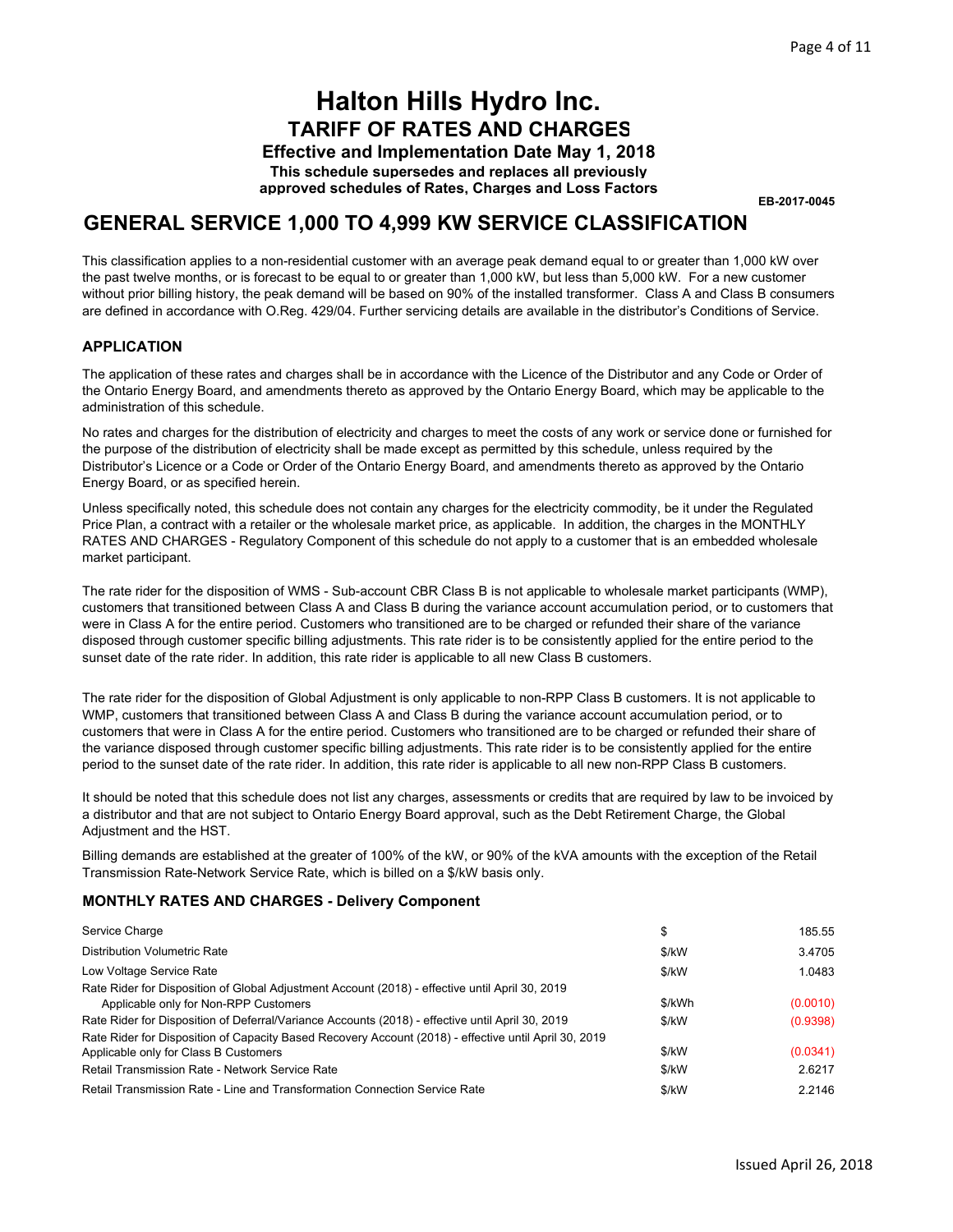# Halton Hills Hydro Inc.

## TARIFF OF RATES AND CHARGES

**Effective and Implementation Date May 1, 2018**

**This schedule supersedes and replaces all previously approved schedules of Rates, Charges and Loss Factors**

**EB-2017-0045**

## GENERAL SERVICE 1,000 TO 4,999 KW SERVICE CLASSIFICATION

This classification applies to a non-residential customer with an average peak demand equal to or greater than 1,000 kW over the past twelve months, or is forecast to be equal to or greater than 1,000 kW, but less than 5,000 kW. For a new customer without prior billing history, the peak demand will be based on 90% of the installed transformer. Class A and Class B consumers are defined in accordance with O.Reg. 429/04. Further servicing details are available in the distributor's Conditions of Service.

### APPLICATION

The application of these rates and charges shall be in accordance with the Licence of the Distributor and any Code or Order of the Ontario Energy Board, and amendments thereto as approved by the Ontario Energy Board, which may be applicable to the administration of this schedule.

No rates and charges for the distribution of electricity and charges to meet the costs of any work or service done or furnished for the purpose of the distribution of electricity shall be made except as permitted by this schedule, unless required by the Distributor's Licence or a Code or Order of the Ontario Energy Board, and amendments thereto as approved by the Ontario Energy Board, or as specified herein.

Unless specifically noted, this schedule does not contain any charges for the electricity commodity, be it under the Regulated Price Plan, a contract with a retailer or the wholesale market price, as applicable. In addition, the charges in the MONTHLY RATES AND CHARGES - Regulatory Component of this schedule do not apply to a customer that is an embedded wholesale market participant.

The rate rider for the disposition of WMS - Sub-account CBR Class B is not applicable to wholesale market participants (WMP), customers that transitioned between Class A and Class B during the variance account accumulation period, or to customers that were in Class A for the entire period. Customers who transitioned are to be charged or refunded their share of the variance disposed through customer specific billing adjustments. This rate rider is to be consistently applied for the entire period to the sunset date of the rate rider. In addition, this rate rider is applicable to all new Class B customers.

The rate rider for the disposition of Global Adjustment is only applicable to non-RPP Class B customers. It is not applicable to WMP, customers that transitioned between Class A and Class B during the variance account accumulation period, or to customers that were in Class A for the entire period. Customers who transitioned are to be charged or refunded their share of the variance disposed through customer specific billing adjustments. This rate rider is to be consistently applied for the entire period to the sunset date of the rate rider. In addition, this rate rider is applicable to all new non-RPP Class B customers.

It should be noted that this schedule does not list any charges, assessments or credits that are required by law to be invoiced by a distributor and that are not subject to Ontario Energy Board approval, such as the Debt Retirement Charge, the Global Adjustment and the HST.

Billing demands are established at the greater of 100% of the kW, or 90% of the kVA amounts with the exception of the Retail Transmission Rate-Network Service Rate, which is billed on a $/kW basis only.

### MONTHLY RATES AND CHARGES - Delivery Component

| | | |
|---|---|---|
| Service Charge | $ | 185.55 |
| Distribution Volumetric Rate | $/kW | 3.4705 |
| Low Voltage Service Rate | $/kW | 1.0483 |
| Rate Rider for Disposition of Global Adjustment Account (2018) - effective until April 30, 2019 Applicable only for Non-RPP Customers | $/kWh | (0.0010) |
| Rate Rider for Disposition of Deferral/Variance Accounts (2018) - effective until April 30, 2019 | $/kW | (0.9398) |
| Rate Rider for Disposition of Capacity Based Recovery Account (2018) - effective until April 30, 2019 Applicable only for Class B Customers | $/kW | (0.0341) |
| Retail Transmission Rate - Network Service Rate | $/kW | 2.6217 |
| Retail Transmission Rate - Line and Transformation Connection Service Rate | $/kW | 2.2146 |

Issued April 26, 2018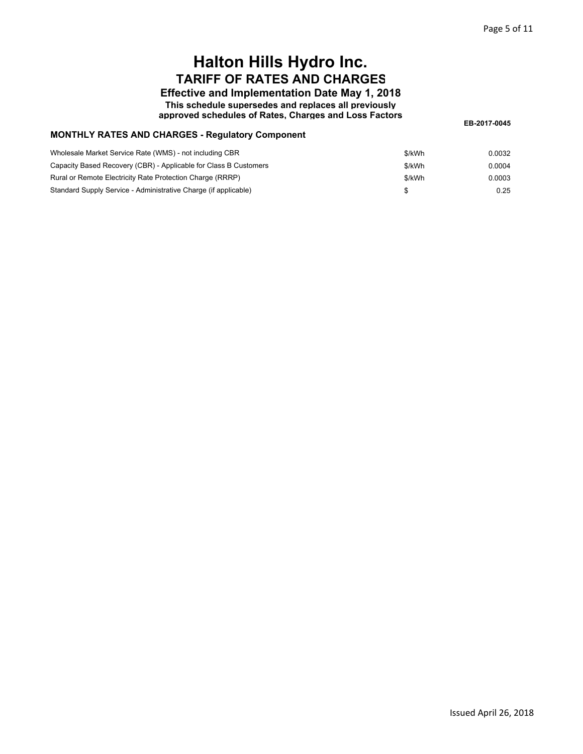# Halton Hills Hydro Inc.

## TARIFF OF RATES AND CHARGES

### Effective and Implementation Date May 1, 2018

**This schedule supersedes and replaces all previously approved schedules of Rates, Charges and Loss Factors**

**EB-2017-0045**

### MONTHLY RATES AND CHARGES - Regulatory Component

| | | |
|---|---|---|
| Wholesale Market Service Rate (WMS) - not including CBR | $/kWh | 0.0032 |
| Capacity Based Recovery (CBR) - Applicable for Class B Customers | $/kWh | 0.0004 |
| Rural or Remote Electricity Rate Protection Charge (RRRP) | $/kWh | 0.0003 |
| Standard Supply Service - Administrative Charge (if applicable) | $ | 0.25 |

Issued April 26, 2018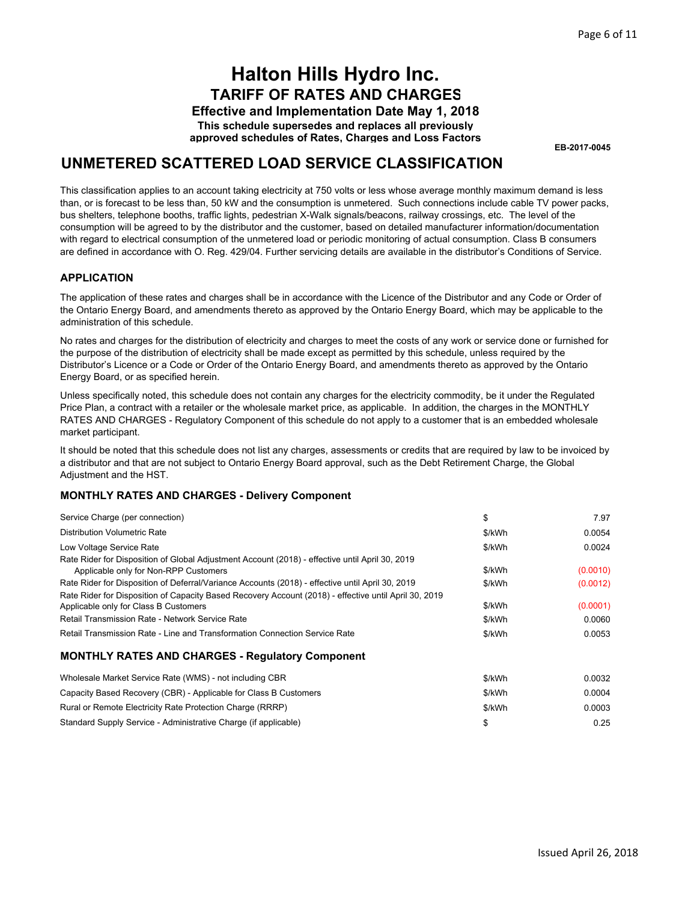# Halton Hills Hydro Inc.

## TARIFF OF RATES AND CHARGES

**Effective and Implementation Date May 1, 2018**

**This schedule supersedes and replaces all previously approved schedules of Rates, Charges and Loss Factors**

**EB-2017-0045**

## UNMETERED SCATTERED LOAD SERVICE CLASSIFICATION

This classification applies to an account taking electricity at 750 volts or less whose average monthly maximum demand is less than, or is forecast to be less than, 50 kW and the consumption is unmetered. Such connections include cable TV power packs, bus shelters, telephone booths, traffic lights, pedestrian X-Walk signals/beacons, railway crossings, etc. The level of the consumption will be agreed to by the distributor and the customer, based on detailed manufacturer information/documentation with regard to electrical consumption of the unmetered load or periodic monitoring of actual consumption. Class B consumers are defined in accordance with O. Reg. 429/04. Further servicing details are available in the distributor's Conditions of Service.

### APPLICATION

The application of these rates and charges shall be in accordance with the Licence of the Distributor and any Code or Order of the Ontario Energy Board, and amendments thereto as approved by the Ontario Energy Board, which may be applicable to the administration of this schedule.

No rates and charges for the distribution of electricity and charges to meet the costs of any work or service done or furnished for the purpose of the distribution of electricity shall be made except as permitted by this schedule, unless required by the Distributor's Licence or a Code or Order of the Ontario Energy Board, and amendments thereto as approved by the Ontario Energy Board, or as specified herein.

Unless specifically noted, this schedule does not contain any charges for the electricity commodity, be it under the Regulated Price Plan, a contract with a retailer or the wholesale market price, as applicable. In addition, the charges in the MONTHLY RATES AND CHARGES - Regulatory Component of this schedule do not apply to a customer that is an embedded wholesale market participant.

It should be noted that this schedule does not list any charges, assessments or credits that are required by law to be invoiced by a distributor and that are not subject to Ontario Energy Board approval, such as the Debt Retirement Charge, the Global Adjustment and the HST.

### MONTHLY RATES AND CHARGES - Delivery Component

| | | |
|---|---|---|
| Service Charge (per connection) | $ | 7.97 |
| Distribution Volumetric Rate | $/kWh | 0.0054 |
| Low Voltage Service Rate | $/kWh | 0.0024 |
| Rate Rider for Disposition of Global Adjustment Account (2018) - effective until April 30, 2019 Applicable only for Non-RPP Customers | $/kWh | (0.0010) |
| Rate Rider for Disposition of Deferral/Variance Accounts (2018) - effective until April 30, 2019 | $/kWh | (0.0012) |
| Rate Rider for Disposition of Capacity Based Recovery Account (2018) - effective until April 30, 2019 Applicable only for Class B Customers | $/kWh | (0.0001) |
| Retail Transmission Rate - Network Service Rate | $/kWh | 0.0060 |
| Retail Transmission Rate - Line and Transformation Connection Service Rate | $/kWh | 0.0053 |

### MONTHLY RATES AND CHARGES - Regulatory Component

| | | |
|---|---|---|
| Wholesale Market Service Rate (WMS) - not including CBR | $/kWh | 0.0032 |
| Capacity Based Recovery (CBR) - Applicable for Class B Customers | $/kWh | 0.0004 |
| Rural or Remote Electricity Rate Protection Charge (RRRP) | $/kWh | 0.0003 |
| Standard Supply Service - Administrative Charge (if applicable) | $ | 0.25 |

Issued April 26, 2018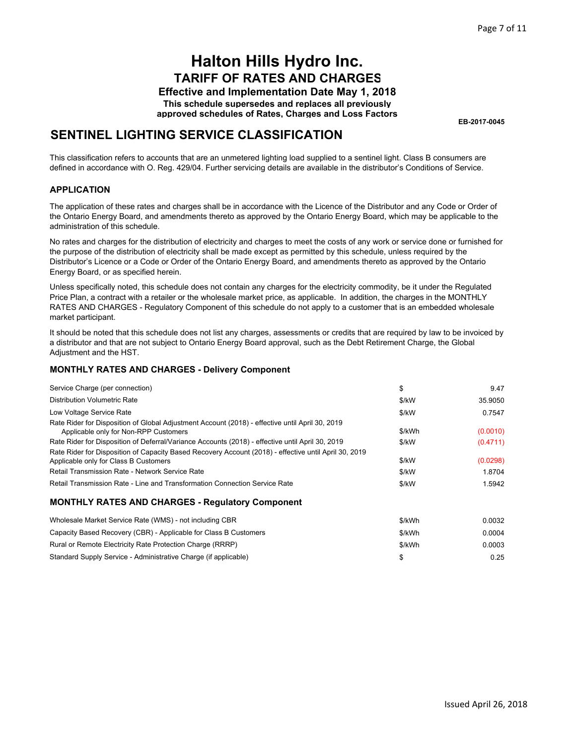# Halton Hills Hydro Inc.

## TARIFF OF RATES AND CHARGES

**Effective and Implementation Date May 1, 2018**

**This schedule supersedes and replaces all previously approved schedules of Rates, Charges and Loss Factors**

**EB-2017-0045**

## SENTINEL LIGHTING SERVICE CLASSIFICATION

This classification refers to accounts that are an unmetered lighting load supplied to a sentinel light. Class B consumers are defined in accordance with O. Reg. 429/04. Further servicing details are available in the distributor's Conditions of Service.

### APPLICATION

The application of these rates and charges shall be in accordance with the Licence of the Distributor and any Code or Order of the Ontario Energy Board, and amendments thereto as approved by the Ontario Energy Board, which may be applicable to the administration of this schedule.

No rates and charges for the distribution of electricity and charges to meet the costs of any work or service done or furnished for the purpose of the distribution of electricity shall be made except as permitted by this schedule, unless required by the Distributor's Licence or a Code or Order of the Ontario Energy Board, and amendments thereto as approved by the Ontario Energy Board, or as specified herein.

Unless specifically noted, this schedule does not contain any charges for the electricity commodity, be it under the Regulated Price Plan, a contract with a retailer or the wholesale market price, as applicable. In addition, the charges in the MONTHLY RATES AND CHARGES - Regulatory Component of this schedule do not apply to a customer that is an embedded wholesale market participant.

It should be noted that this schedule does not list any charges, assessments or credits that are required by law to be invoiced by a distributor and that are not subject to Ontario Energy Board approval, such as the Debt Retirement Charge, the Global Adjustment and the HST.

### MONTHLY RATES AND CHARGES - Delivery Component

| | | |
|---|---|---|
| Service Charge (per connection) | $ | 9.47 |
| Distribution Volumetric Rate | $/kW | 35.9050 |
| Low Voltage Service Rate | $/kW | 0.7547 |
| Rate Rider for Disposition of Global Adjustment Account (2018) - effective until April 30, 2019 Applicable only for Non-RPP Customers | $/kWh | (0.0010) |
| Rate Rider for Disposition of Deferral/Variance Accounts (2018) - effective until April 30, 2019 | $/kW | (0.4711) |
| Rate Rider for Disposition of Capacity Based Recovery Account (2018) - effective until April 30, 2019 Applicable only for Class B Customers | $/kW | (0.0298) |
| Retail Transmission Rate - Network Service Rate | $/kW | 1.8704 |
| Retail Transmission Rate - Line and Transformation Connection Service Rate | $/kW | 1.5942 |

### MONTHLY RATES AND CHARGES - Regulatory Component

| | | |
|---|---|---|
| Wholesale Market Service Rate (WMS) - not including CBR | $/kWh | 0.0032 |
| Capacity Based Recovery (CBR) - Applicable for Class B Customers | $/kWh | 0.0004 |
| Rural or Remote Electricity Rate Protection Charge (RRRP) | $/kWh | 0.0003 |
| Standard Supply Service - Administrative Charge (if applicable) | $ | 0.25 |

Issued April 26, 2018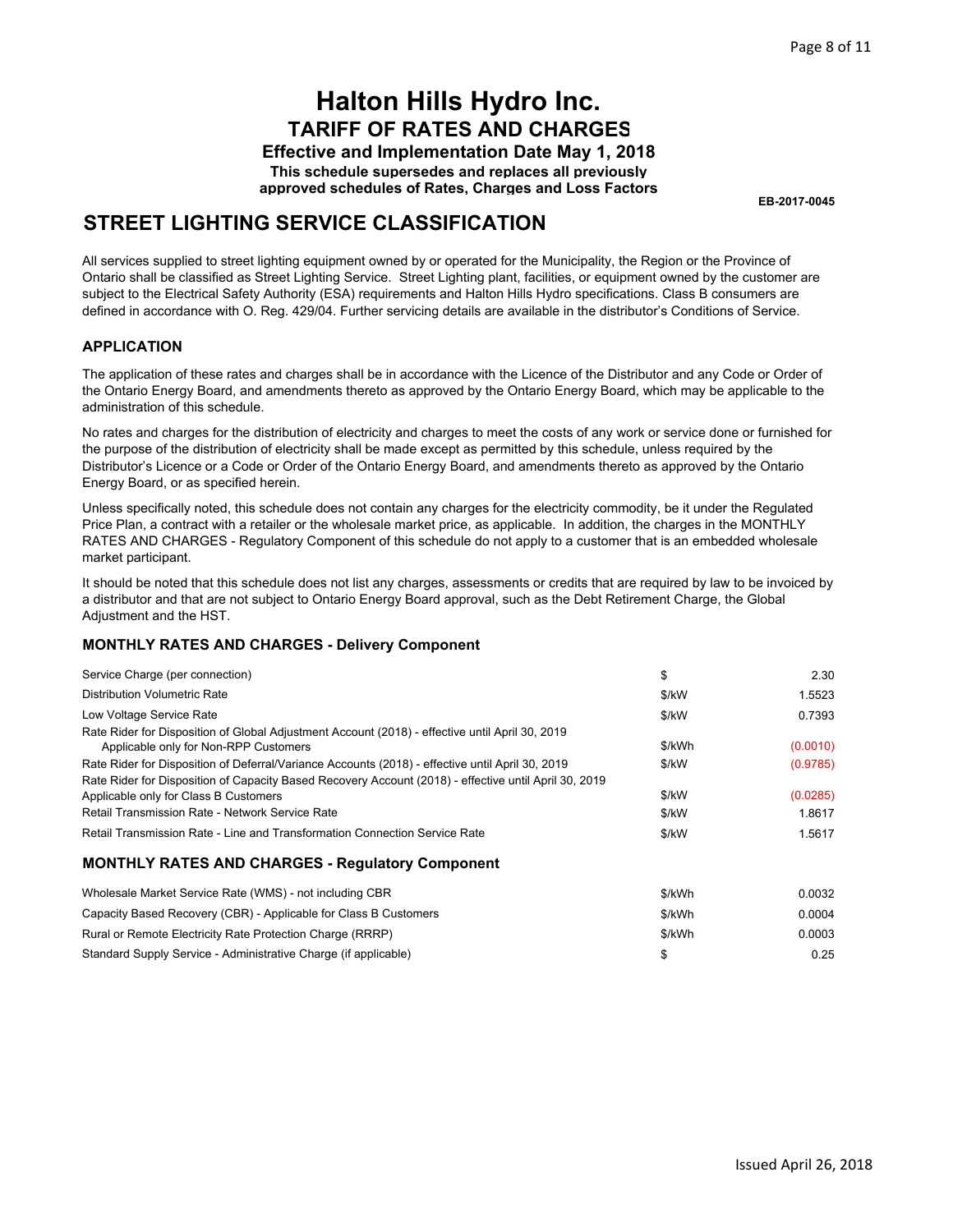# Halton Hills Hydro Inc.

## TARIFF OF RATES AND CHARGES

**Effective and Implementation Date May 1, 2018**

**This schedule supersedes and replaces all previously approved schedules of Rates, Charges and Loss Factors**

**EB-2017-0045**

## STREET LIGHTING SERVICE CLASSIFICATION

All services supplied to street lighting equipment owned by or operated for the Municipality, the Region or the Province of Ontario shall be classified as Street Lighting Service. Street Lighting plant, facilities, or equipment owned by the customer are subject to the Electrical Safety Authority (ESA) requirements and Halton Hills Hydro specifications. Class B consumers are defined in accordance with O. Reg. 429/04. Further servicing details are available in the distributor's Conditions of Service.

### APPLICATION

The application of these rates and charges shall be in accordance with the Licence of the Distributor and any Code or Order of the Ontario Energy Board, and amendments thereto as approved by the Ontario Energy Board, which may be applicable to the administration of this schedule.

No rates and charges for the distribution of electricity and charges to meet the costs of any work or service done or furnished for the purpose of the distribution of electricity shall be made except as permitted by this schedule, unless required by the Distributor's Licence or a Code or Order of the Ontario Energy Board, and amendments thereto as approved by the Ontario Energy Board, or as specified herein.

Unless specifically noted, this schedule does not contain any charges for the electricity commodity, be it under the Regulated Price Plan, a contract with a retailer or the wholesale market price, as applicable. In addition, the charges in the MONTHLY RATES AND CHARGES - Regulatory Component of this schedule do not apply to a customer that is an embedded wholesale market participant.

It should be noted that this schedule does not list any charges, assessments or credits that are required by law to be invoiced by a distributor and that are not subject to Ontario Energy Board approval, such as the Debt Retirement Charge, the Global Adjustment and the HST.

### MONTHLY RATES AND CHARGES - Delivery Component

| | | |
|---|---|---|
| Service Charge (per connection) | $ | 2.30 |
| Distribution Volumetric Rate | $/kW | 1.5523 |
| Low Voltage Service Rate | $/kW | 0.7393 |
| Rate Rider for Disposition of Global Adjustment Account (2018) - effective until April 30, 2019 Applicable only for Non-RPP Customers | $/kWh | (0.0010) |
| Rate Rider for Disposition of Deferral/Variance Accounts (2018) - effective until April 30, 2019 | $/kW | (0.9785) |
| Rate Rider for Disposition of Capacity Based Recovery Account (2018) - effective until April 30, 2019 Applicable only for Class B Customers | $/kW | (0.0285) |
| Retail Transmission Rate - Network Service Rate | $/kW | 1.8617 |
| Retail Transmission Rate - Line and Transformation Connection Service Rate | $/kW | 1.5617 |

### MONTHLY RATES AND CHARGES - Regulatory Component

| | | |
|---|---|---|
| Wholesale Market Service Rate (WMS) - not including CBR | $/kWh | 0.0032 |
| Capacity Based Recovery (CBR) - Applicable for Class B Customers | $/kWh | 0.0004 |
| Rural or Remote Electricity Rate Protection Charge (RRRP) | $/kWh | 0.0003 |
| Standard Supply Service - Administrative Charge (if applicable) | $ | 0.25 |

Issued April 26, 2018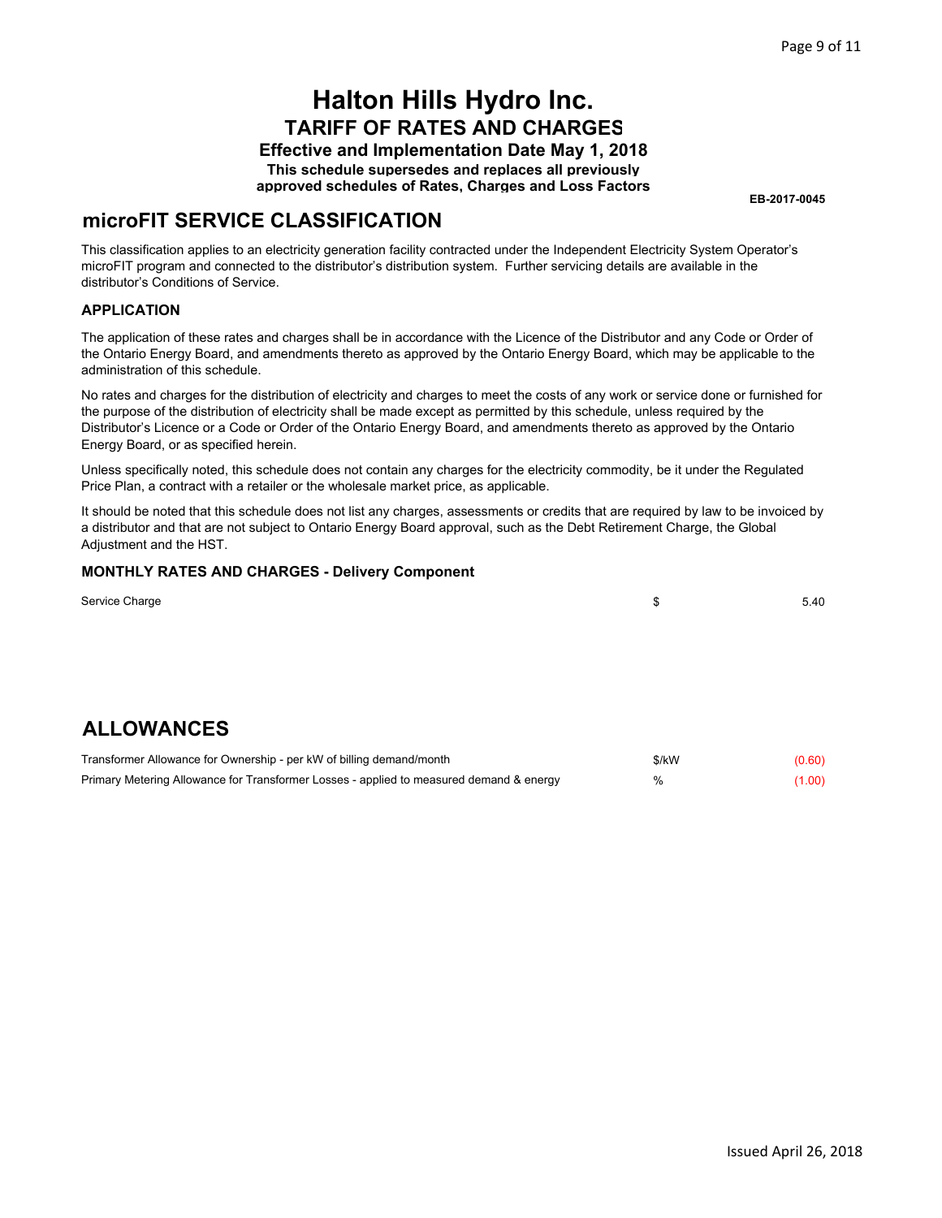# Halton Hills Hydro Inc.

## TARIFF OF RATES AND CHARGES

**Effective and Implementation Date May 1, 2018**

**This schedule supersedes and replaces all previously approved schedules of Rates, Charges and Loss Factors**

**EB-2017-0045**

## microFIT SERVICE CLASSIFICATION

This classification applies to an electricity generation facility contracted under the Independent Electricity System Operator's microFIT program and connected to the distributor's distribution system. Further servicing details are available in the distributor's Conditions of Service.

### APPLICATION

The application of these rates and charges shall be in accordance with the Licence of the Distributor and any Code or Order of the Ontario Energy Board, and amendments thereto as approved by the Ontario Energy Board, which may be applicable to the administration of this schedule.

No rates and charges for the distribution of electricity and charges to meet the costs of any work or service done or furnished for the purpose of the distribution of electricity shall be made except as permitted by this schedule, unless required by the Distributor's Licence or a Code or Order of the Ontario Energy Board, and amendments thereto as approved by the Ontario Energy Board, or as specified herein.

Unless specifically noted, this schedule does not contain any charges for the electricity commodity, be it under the Regulated Price Plan, a contract with a retailer or the wholesale market price, as applicable.

It should be noted that this schedule does not list any charges, assessments or credits that are required by law to be invoiced by a distributor and that are not subject to Ontario Energy Board approval, such as the Debt Retirement Charge, the Global Adjustment and the HST.

### MONTHLY RATES AND CHARGES - Delivery Component

| | | |
|---|---|---|
| Service Charge | $ | 5.40 |

## ALLOWANCES

| | | |
|---|---|---|
| Transformer Allowance for Ownership - per kW of billing demand/month | $/kW | (0.60) |
| Primary Metering Allowance for Transformer Losses - applied to measured demand & energy | % | (1.00) |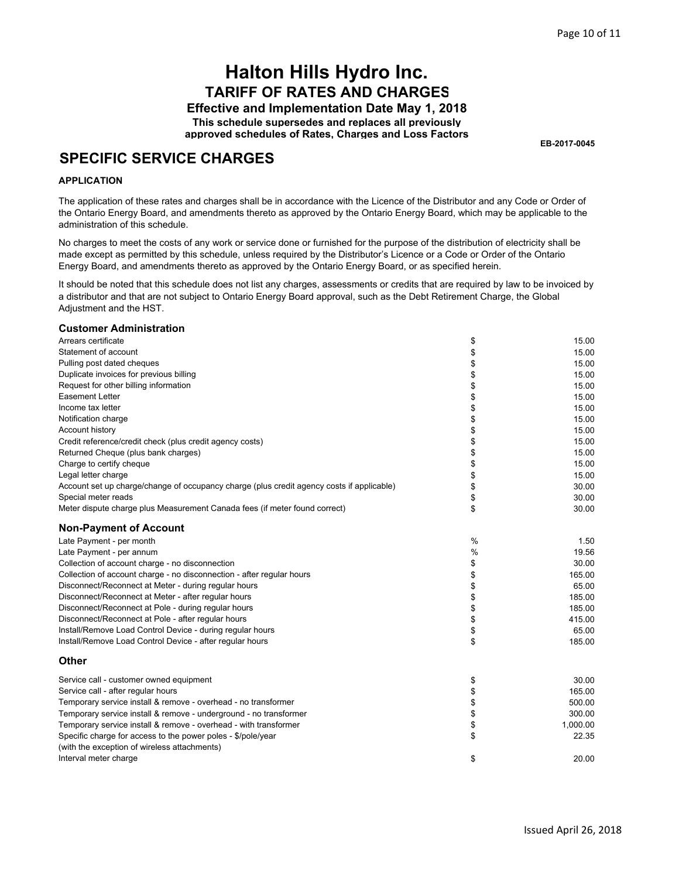# Halton Hills Hydro Inc.

## TARIFF OF RATES AND CHARGES

**Effective and Implementation Date May 1, 2018**

**This schedule supersedes and replaces all previously approved schedules of Rates, Charges and Loss Factors**

**EB-2017-0045**

## SPECIFIC SERVICE CHARGES

**APPLICATION**

The application of these rates and charges shall be in accordance with the Licence of the Distributor and any Code or Order of the Ontario Energy Board, and amendments thereto as approved by the Ontario Energy Board, which may be applicable to the administration of this schedule.

No charges to meet the costs of any work or service done or furnished for the purpose of the distribution of electricity shall be made except as permitted by this schedule, unless required by the Distributor's Licence or a Code or Order of the Ontario Energy Board, and amendments thereto as approved by the Ontario Energy Board, or as specified herein.

It should be noted that this schedule does not list any charges, assessments or credits that are required by law to be invoiced by a distributor and that are not subject to Ontario Energy Board approval, such as the Debt Retirement Charge, the Global Adjustment and the HST.

### Customer Administration

| Charge | Unit | Amount |
|---|---|---|
| Arrears certificate | $ | 15.00 |
| Statement of account | $ | 15.00 |
| Pulling post dated cheques | $ | 15.00 |
| Duplicate invoices for previous billing | $ | 15.00 |
| Request for other billing information | $ | 15.00 |
| Easement Letter | $ | 15.00 |
| Income tax letter | $ | 15.00 |
| Notification charge | $ | 15.00 |
| Account history | $ | 15.00 |
| Credit reference/credit check (plus credit agency costs) | $ | 15.00 |
| Returned Cheque (plus bank charges) | $ | 15.00 |
| Charge to certify cheque | $ | 15.00 |
| Legal letter charge | $ | 15.00 |
| Account set up charge/change of occupancy charge (plus credit agency costs if applicable) | $ | 30.00 |
| Special meter reads | $ | 30.00 |
| Meter dispute charge plus Measurement Canada fees (if meter found correct) | $ | 30.00 |

### Non-Payment of Account

| Charge | Unit | Amount |
|---|---|---|
| Late Payment - per month | % | 1.50 |
| Late Payment - per annum | % | 19.56 |
| Collection of account charge - no disconnection | $ | 30.00 |
| Collection of account charge - no disconnection - after regular hours | $ | 165.00 |
| Disconnect/Reconnect at Meter - during regular hours | $ | 65.00 |
| Disconnect/Reconnect at Meter - after regular hours | $ | 185.00 |
| Disconnect/Reconnect at Pole - during regular hours | $ | 185.00 |
| Disconnect/Reconnect at Pole - after regular hours | $ | 415.00 |
| Install/Remove Load Control Device - during regular hours | $ | 65.00 |
| Install/Remove Load Control Device - after regular hours | $ | 185.00 |

### Other

| Charge | Unit | Amount |
|---|---|---|
| Service call - customer owned equipment | $ | 30.00 |
| Service call - after regular hours | $ | 165.00 |
| Temporary service install & remove - overhead - no transformer | $ | 500.00 |
| Temporary service install & remove - underground - no transformer | $ | 300.00 |
| Temporary service install & remove - overhead - with transformer | $ | 1,000.00 |
| Specific charge for access to the power poles - $/pole/year (with the exception of wireless attachments) | $ | 22.35 |
| Interval meter charge | $ | 20.00 |

Issued April 26, 2018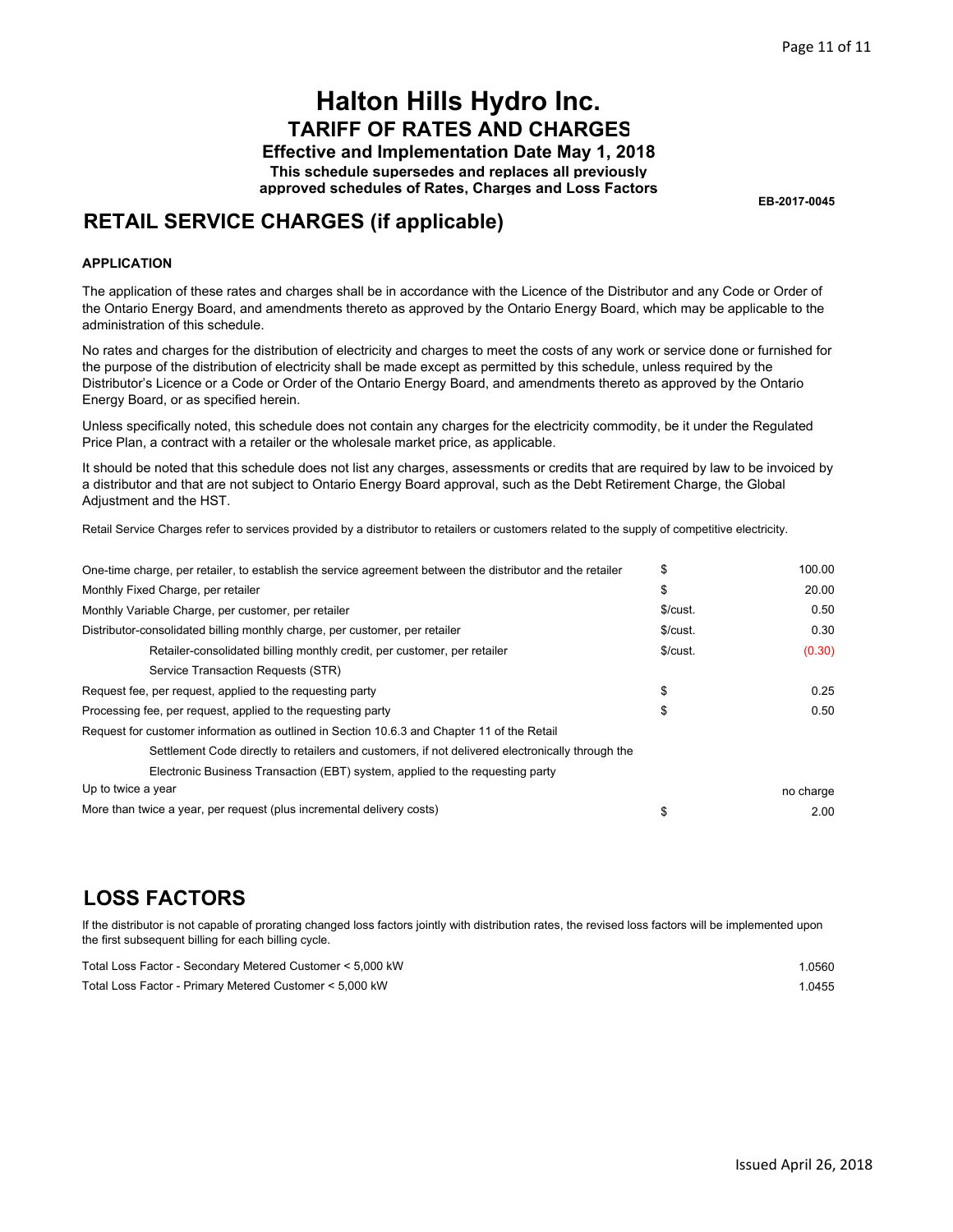# Halton Hills Hydro Inc.

## TARIFF OF RATES AND CHARGES

**Effective and Implementation Date May 1, 2018**

**This schedule supersedes and replaces all previously approved schedules of Rates, Charges and Loss Factors**

**EB-2017-0045**

## RETAIL SERVICE CHARGES (if applicable)

**APPLICATION**

The application of these rates and charges shall be in accordance with the Licence of the Distributor and any Code or Order of the Ontario Energy Board, and amendments thereto as approved by the Ontario Energy Board, which may be applicable to the administration of this schedule.

No rates and charges for the distribution of electricity and charges to meet the costs of any work or service done or furnished for the purpose of the distribution of electricity shall be made except as permitted by this schedule, unless required by the Distributor's Licence or a Code or Order of the Ontario Energy Board, and amendments thereto as approved by the Ontario Energy Board, or as specified herein.

Unless specifically noted, this schedule does not contain any charges for the electricity commodity, be it under the Regulated Price Plan, a contract with a retailer or the wholesale market price, as applicable.

It should be noted that this schedule does not list any charges, assessments or credits that are required by law to be invoiced by a distributor and that are not subject to Ontario Energy Board approval, such as the Debt Retirement Charge, the Global Adjustment and the HST.

Retail Service Charges refer to services provided by a distributor to retailers or customers related to the supply of competitive electricity.

| | | |
|---|---|---|
| One-time charge, per retailer, to establish the service agreement between the distributor and the retailer | $ | 100.00 |
| Monthly Fixed Charge, per retailer | $ | 20.00 |
| Monthly Variable Charge, per customer, per retailer | $/cust. | 0.50 |
| Distributor-consolidated billing monthly charge, per customer, per retailer | $/cust. | 0.30 |
| Retailer-consolidated billing monthly credit, per customer, per retailer | $/cust. | (0.30) |
| Service Transaction Requests (STR) | | |
| Request fee, per request, applied to the requesting party | $ | 0.25 |
| Processing fee, per request, applied to the requesting party | $ | 0.50 |
| Request for customer information as outlined in Section 10.6.3 and Chapter 11 of the Retail Settlement Code directly to retailers and customers, if not delivered electronically through the Electronic Business Transaction (EBT) system, applied to the requesting party | | |
| Up to twice a year | | no charge |
| More than twice a year, per request (plus incremental delivery costs) | $ | 2.00 |

## LOSS FACTORS

If the distributor is not capable of prorating changed loss factors jointly with distribution rates, the revised loss factors will be implemented upon the first subsequent billing for each billing cycle.

| | |
|---|---|
| Total Loss Factor - Secondary Metered Customer < 5,000 kW | 1.0560 |
| Total Loss Factor - Primary Metered Customer < 5,000 kW | 1.0455 |

Issued April 26, 2018